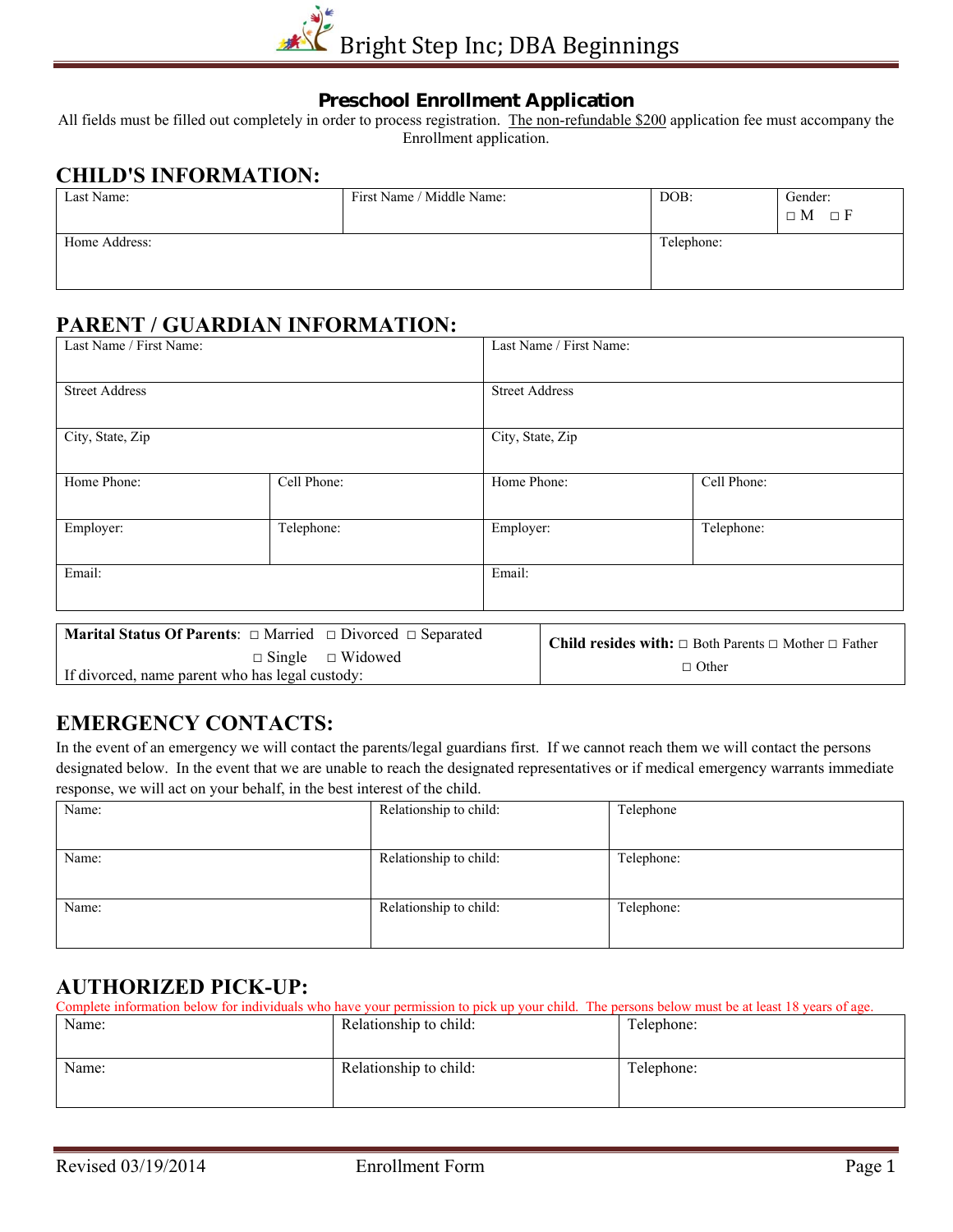# Bright Step Inc; DBA Beginnings

## Preschool Enrollment Application

All fields must be filled out completely in order to process registration. The non-refundable $200 application fee must accompany the Enrollment application.

## CHILD'S INFORMATION:

| Last Name: | First Name / Middle Name: | DOB: | Gender: ☐ M ☐ F |
|---|---|---|---|
| Home Address: | | Telephone: | |

## PARENT / GUARDIAN INFORMATION:

| Last Name / First Name: | | Last Name / First Name: | |
|---|---|---|---|
| Street Address | | Street Address | |
| City, State, Zip | | City, State, Zip | |
| Home Phone: | Cell Phone: | Home Phone: | Cell Phone: |
| Employer: | Telephone: | Employer: | Telephone: |
| Email: | | Email: | |

| **Marital Status Of Parents**: ☐ Married ☐ Divorced ☐ Separated ☐ Single ☐ Widowed<br>If divorced, name parent who has legal custody: | **Child resides with:** ☐ Both Parents ☐ Mother ☐ Father ☐ Other |
|---|---|

## EMERGENCY CONTACTS:

In the event of an emergency we will contact the parents/legal guardians first. If we cannot reach them we will contact the persons designated below. In the event that we are unable to reach the designated representatives or if medical emergency warrants immediate response, we will act on your behalf, in the best interest of the child.

| Name: | Relationship to child: | Telephone |
|---|---|---|
| Name: | Relationship to child: | Telephone: |
| Name: | Relationship to child: | Telephone: |

## AUTHORIZED PICK-UP:

Complete information below for individuals who have your permission to pick up your child. The persons below must be at least 18 years of age.

| Name: | Relationship to child: | Telephone: |
|---|---|---|
| Name: | Relationship to child: | Telephone: |

Revised 03/19/2014 Enrollment Form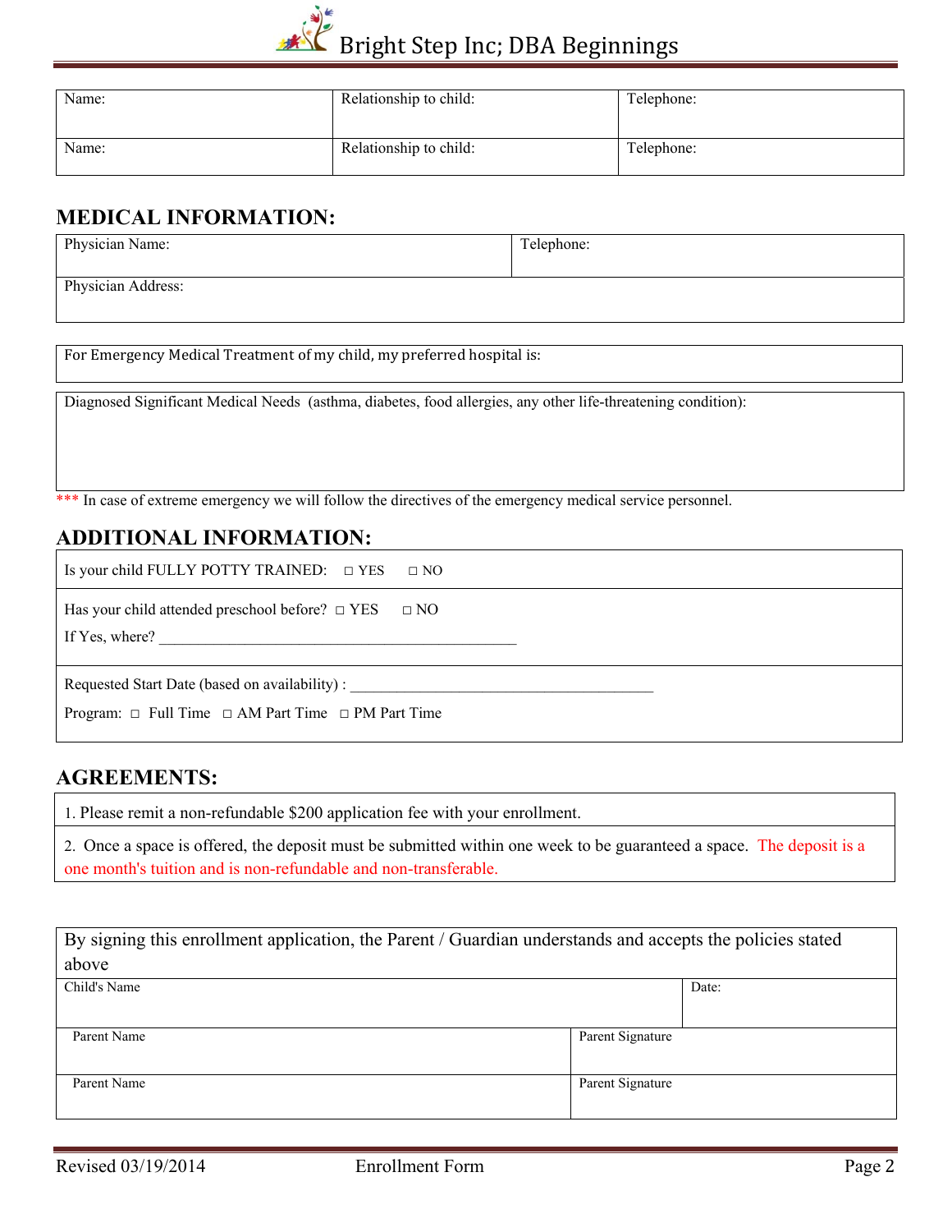| | | |
|---|---|---|
| Name: | Relationship to child: | Telephone: |
| Name: | Relationship to child: | Telephone: |

## MEDICAL INFORMATION:

| | |
|---|---|
| Physician Name: | Telephone: |
| Physician Address: | |

| |
|---|
| For Emergency Medical Treatment of my child, my preferred hospital is: |

| |
|---|
| Diagnosed Significant Medical Needs (asthma, diabetes, food allergies, any other life-threatening condition): |

*** In case of extreme emergency we will follow the directives of the emergency medical service personnel.

## ADDITIONAL INFORMATION:

Is your child FULLY POTTY TRAINED: □ YES □ NO

Has your child attended preschool before? □ YES □ NO

If Yes, where? _______________________________________________

Requested Start Date (based on availability) : ________________________________________

Program: □ Full Time □ AM Part Time □ PM Part Time

## AGREEMENTS:

1. Please remit a non-refundable $200 application fee with your enrollment.
2. Once a space is offered, the deposit must be submitted within one week to be guaranteed a space. The deposit is a one month's tuition and is non-refundable and non-transferable.

By signing this enrollment application, the Parent / Guardian understands and accepts the policies stated above

| | |
|---|---|
| Child's Name | Date: |
| Parent Name | Parent Signature |
| Parent Name | Parent Signature |

Revised 03/19/2014 Enrollment Form